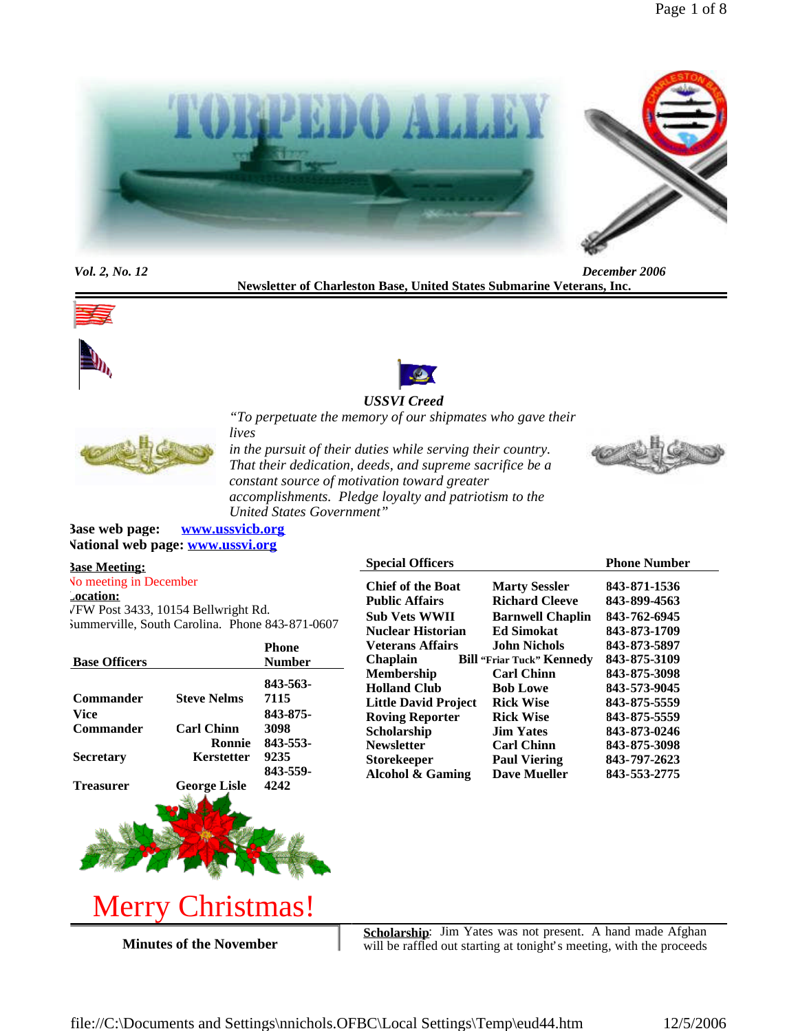# TORPEDO ALLEY

*Vol. 2, No. 12* *December 2006*

**Newsletter of Charleston Base, United States Submarine Veterans, Inc.**

***USSVI Creed***

*"To perpetuate the memory of our shipmates who gave their lives in the pursuit of their duties while serving their country. That their dedication, deeds, and supreme sacrifice be a constant source of motivation toward greater accomplishments. Pledge loyalty and patriotism to the United States Government"*

**Base web page:** www.ussvicb.org
**National web page:** www.ussvi.org

**Base Meeting:**
No meeting in December

**Location:**
VFW Post 3433, 10154 Bellwright Rd.
Summerville, South Carolina. Phone 843-871-0607

| Base Officers | | Phone Number |
|---|---|---|
| Commander | Steve Nelms | 843-563-7115 |
| Vice Commander | Carl Chinn | 843-875-3098 |
| Secretary | Ronnie Kerstetter | 843-553-9235 |
| Treasurer | George Lisle | 843-559-4242 |

| Special Officers | | Phone Number |
|---|---|---|
| Chief of the Boat | Marty Sessler | 843-871-1536 |
| Public Affairs | Richard Cleeve | 843-899-4563 |
| Sub Vets WWII | Barnwell Chaplin | 843-762-6945 |
| Nuclear Historian | Ed Simokat | 843-873-1709 |
| Veterans Affairs | John Nichols | 843-873-5897 |
| Chaplain | Bill "Friar Tuck" Kennedy | 843-875-3109 |
| Membership | Carl Chinn | 843-875-3098 |
| Holland Club | Bob Lowe | 843-573-9045 |
| Little David Project | Rick Wise | 843-875-5559 |
| Roving Reporter | Rick Wise | 843-875-5559 |
| Scholarship | Jim Yates | 843-873-0246 |
| Newsletter | Carl Chinn | 843-875-3098 |
| Storekeeper | Paul Viering | 843-797-2623 |
| Alcohol & Gaming | Dave Mueller | 843-553-2775 |

Merry Christmas!

**Minutes of the November**

**Scholarship**: Jim Yates was not present. A hand made Afghan will be raffled out starting at tonight's meeting, with the proceeds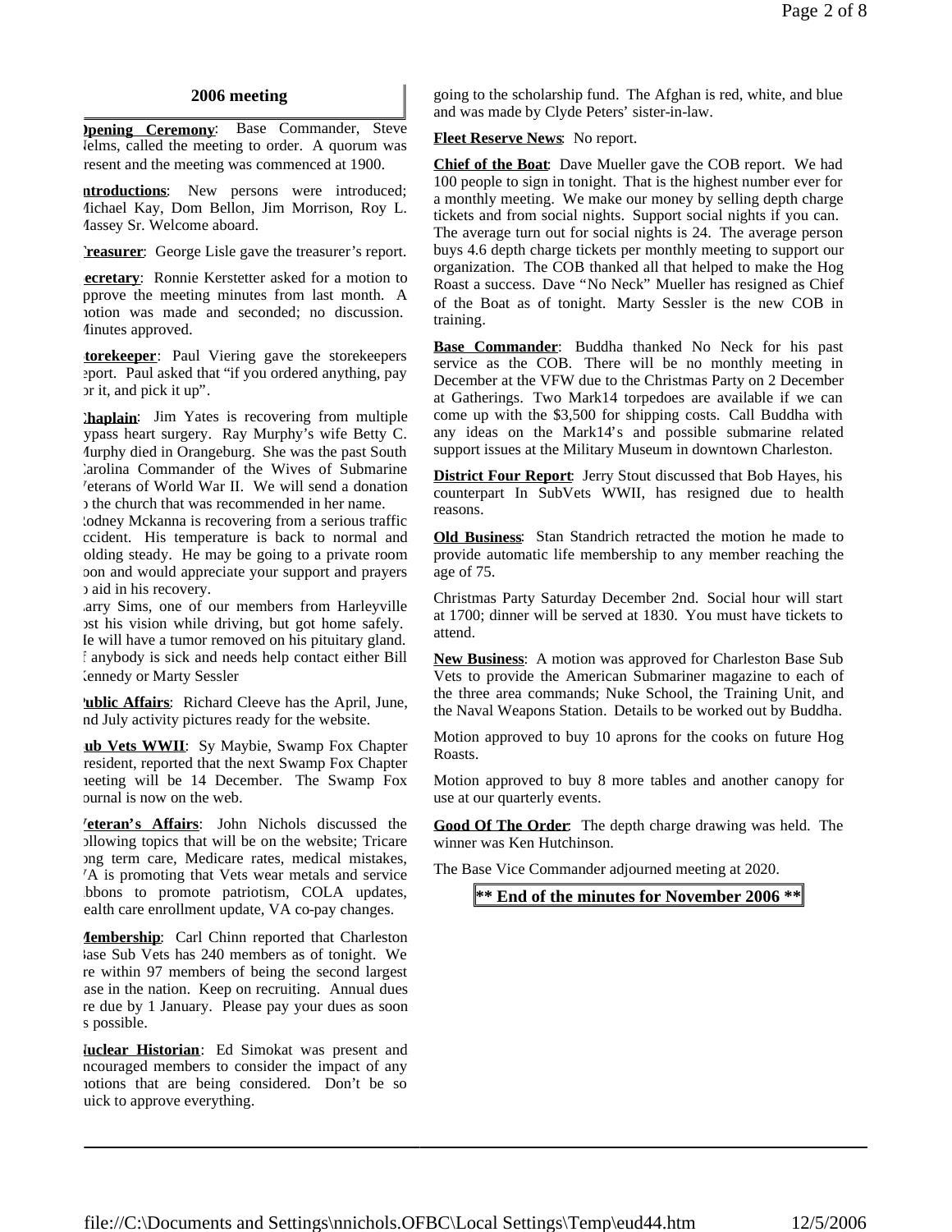## 2006 meeting

**Opening Ceremony**: Base Commander, Steve Nelms, called the meeting to order. A quorum was present and the meeting was commenced at 1900.

**Introductions**: New persons were introduced; Michael Kay, Dom Bellon, Jim Morrison, Roy L. Massey Sr. Welcome aboard.

**Treasurer**: George Lisle gave the treasurer's report.

**Secretary**: Ronnie Kerstetter asked for a motion to approve the meeting minutes from last month. A motion was made and seconded; no discussion. Minutes approved.

**Storekeeper**: Paul Viering gave the storekeepers report. Paul asked that "if you ordered anything, pay for it, and pick it up".

**Chaplain**: Jim Yates is recovering from multiple bypass heart surgery. Ray Murphy's wife Betty C. Murphy died in Orangeburg. She was the past South Carolina Commander of the Wives of Submarine Veterans of World War II. We will send a donation to the church that was recommended in her name.
Rodney Mckanna is recovering from a serious traffic accident. His temperature is back to normal and holding steady. He may be going to a private room soon and would appreciate your support and prayers to aid in his recovery.
Larry Sims, one of our members from Harleyville lost his vision while driving, but got home safely. He will have a tumor removed on his pituitary gland. If anybody is sick and needs help contact either Bill Kennedy or Marty Sessler

**Public Affairs**: Richard Cleeve has the April, June, and July activity pictures ready for the website.

**Sub Vets WWII**: Sy Maybie, Swamp Fox Chapter President, reported that the next Swamp Fox Chapter meeting will be 14 December. The Swamp Fox Journal is now on the web.

**Veteran's Affairs**: John Nichols discussed the following topics that will be on the website; Tricare long term care, Medicare rates, medical mistakes, VA is promoting that Vets wear metals and service ribbons to promote patriotism, COLA updates, health care enrollment update, VA co-pay changes.

**Membership**: Carl Chinn reported that Charleston Base Sub Vets has 240 members as of tonight. We are within 97 members of being the second largest base in the nation. Keep on recruiting. Annual dues are due by 1 January. Please pay your dues as soon as possible.

**Nuclear Historian**: Ed Simokat was present and encouraged members to consider the impact of any motions that are being considered. Don't be so quick to approve everything.

going to the scholarship fund. The Afghan is red, white, and blue and was made by Clyde Peters' sister-in-law.

**Fleet Reserve News**: No report.

**Chief of the Boat**: Dave Mueller gave the COB report. We had 100 people to sign in tonight. That is the highest number ever for a monthly meeting. We make our money by selling depth charge tickets and from social nights. Support social nights if you can. The average turn out for social nights is 24. The average person buys 4.6 depth charge tickets per monthly meeting to support our organization. The COB thanked all that helped to make the Hog Roast a success. Dave "No Neck" Mueller has resigned as Chief of the Boat as of tonight. Marty Sessler is the new COB in training.

**Base Commander**: Buddha thanked No Neck for his past service as the COB. There will be no monthly meeting in December at the VFW due to the Christmas Party on 2 December at Gatherings. Two Mark14 torpedoes are available if we can come up with the $3,500 for shipping costs. Call Buddha with any ideas on the Mark14's and possible submarine related support issues at the Military Museum in downtown Charleston.

**District Four Report**: Jerry Stout discussed that Bob Hayes, his counterpart In SubVets WWII, has resigned due to health reasons.

**Old Business**: Stan Standrich retracted the motion he made to provide automatic life membership to any member reaching the age of 75.

Christmas Party Saturday December 2nd. Social hour will start at 1700; dinner will be served at 1830. You must have tickets to attend.

**New Business**: A motion was approved for Charleston Base Sub Vets to provide the American Submariner magazine to each of the three area commands; Nuke School, the Training Unit, and the Naval Weapons Station. Details to be worked out by Buddha.

Motion approved to buy 10 aprons for the cooks on future Hog Roasts.

Motion approved to buy 8 more tables and another canopy for use at our quarterly events.

**Good Of The Order**: The depth charge drawing was held. The winner was Ken Hutchinson.

The Base Vice Commander adjourned meeting at 2020.

**\*\* End of the minutes for November 2006 \*\***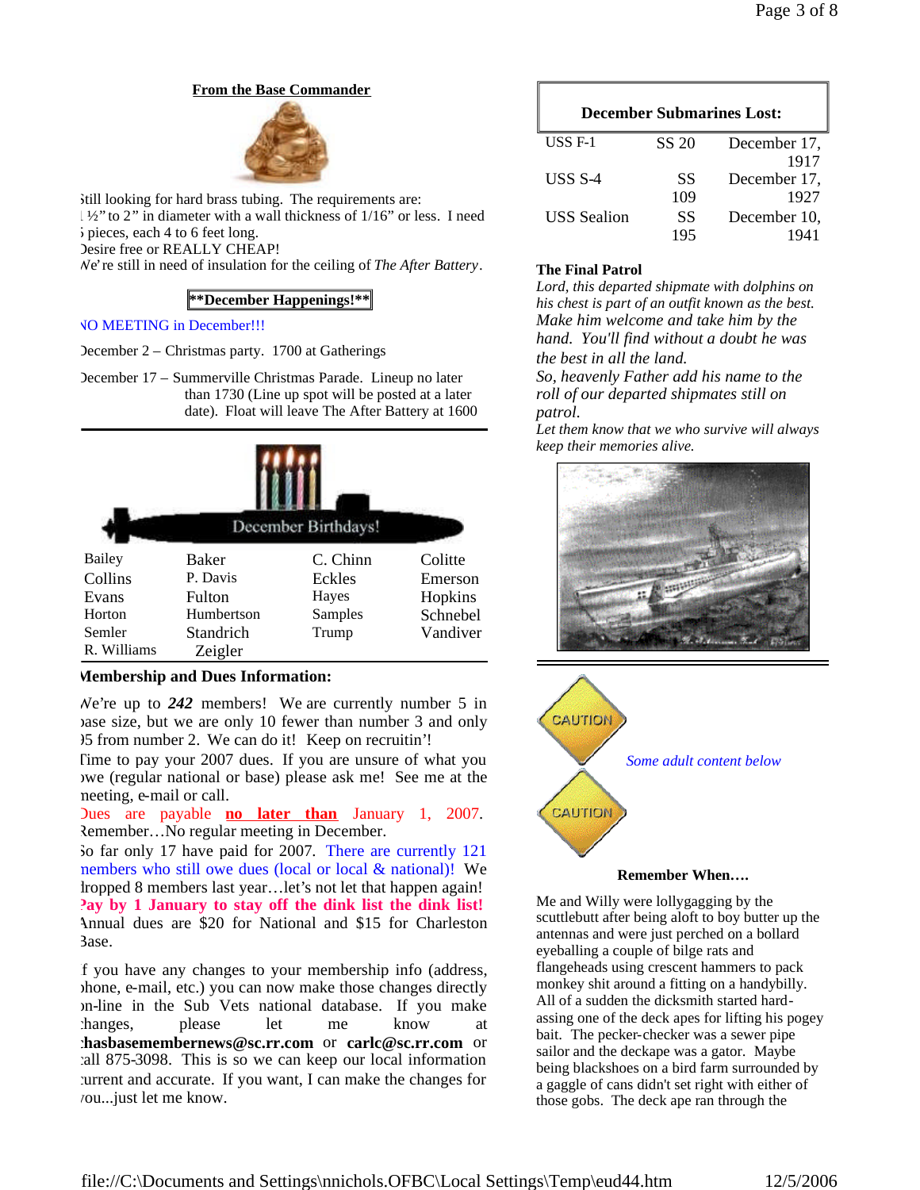## From the Base Commander

Still looking for hard brass tubing. The requirements are:
1 ½" to 2" in diameter with a wall thickness of 1/16" or less. I need 5 pieces, each 4 to 6 feet long.
Desire free or REALLY CHEAP!
We're still in need of insulation for the ceiling of *The After Battery*.

### **December Happenings!**

NO MEETING in December!!!

December 2 – Christmas party. 1700 at Gatherings

December 17 – Summerville Christmas Parade. Lineup no later than 1730 (Line up spot will be posted at a later date). Float will leave The After Battery at 1600

### December Birthdays!

| | | | |
|---|---|---|---|
| Bailey | Baker | C. Chinn | Colitte |
| Collins | P. Davis | Eckles | Emerson |
| Evans | Fulton | Hayes | Hopkins |
| Horton | Humbertson | Samples | Schnebel |
| Semler | Standrich | Trump | Vandiver |
| R. Williams | Zeigler | | |

### Membership and Dues Information:

We're up to ***242*** members! We are currently number 5 in base size, but we are only 10 fewer than number 3 and only 35 from number 2. We can do it! Keep on recruitin'!

Time to pay your 2007 dues. If you are unsure of what you owe (regular national or base) please ask me! See me at the meeting, e-mail or call.

Dues are payable **no later than** January 1, 2007. Remember…No regular meeting in December.

So far only 17 have paid for 2007. There are currently 121 members who still owe dues (local or local & national)! We dropped 8 members last year…let's not let that happen again! **Pay by 1 January to stay off the dink list the dink list!** Annual dues are $20 for National and $15 for Charleston Base.

If you have any changes to your membership info (address, phone, e-mail, etc.) you can now make those changes directly on-line in the Sub Vets national database. If you make changes, please let me know at **chasbasemembernews@sc.rr.com** or **carlc@sc.rr.com** or call 875-3098. This is so we can keep our local information current and accurate. If you want, I can make the changes for you...just let me know.

### December Submarines Lost:

| | | |
|---|---|---|
| USS F-1 | SS 20 | December 17, 1917 |
| USS S-4 | SS 109 | December 17, 1927 |
| USS Sealion | SS 195 | December 10, 1941 |

**The Final Patrol**

*Lord, this departed shipmate with dolphins on his chest is part of an outfit known as the best. Make him welcome and take him by the hand. You'll find without a doubt he was the best in all the land.*
*So, heavenly Father add his name to the roll of our departed shipmates still on patrol.*
*Let them know that we who survive will always keep their memories alive.*

CAUTION

*Some adult content below*

CAUTION

### Remember When….

Me and Willy were lollygagging by the scuttlebutt after being aloft to boy butter up the antennas and were just perched on a bollard eyeballing a couple of bilge rats and flangeheads using crescent hammers to pack monkey shit around a fitting on a handybilly. All of a sudden the dicksmith started hard-assing one of the deck apes for lifting his pogey bait. The pecker-checker was a sewer pipe sailor and the deckape was a gator. Maybe being blackshoes on a bird farm surrounded by a gaggle of cans didn't set right with either of those gobs. The deck ape ran through the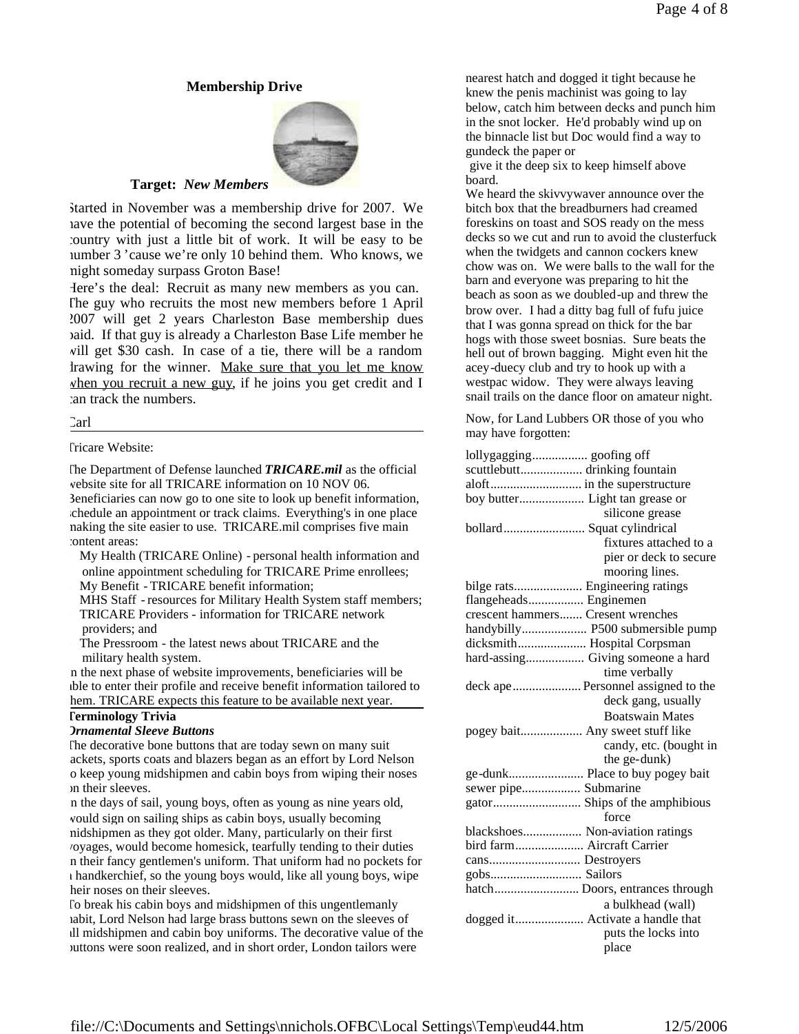### Membership Drive

**Target:** ***New Members***

Started in November was a membership drive for 2007. We have the potential of becoming the second largest base in the country with just a little bit of work. It will be easy to be number 3 'cause we're only 10 behind them. Who knows, we might someday surpass Groton Base!

Here's the deal: Recruit as many new members as you can. The guy who recruits the most new members before 1 April 2007 will get 2 years Charleston Base membership dues paid. If that guy is already a Charleston Base Life member he will get $30 cash. In case of a tie, there will be a random drawing for the winner. Make sure that you let me know when you recruit a new guy, if he joins you get credit and I can track the numbers.

Carl

---

Tricare Website:

The Department of Defense launched ***TRICARE.mil*** as the official website site for all TRICARE information on 10 NOV 06. Beneficiaries can now go to one site to look up benefit information, schedule an appointment or track claims. Everything's in one place making the site easier to use. TRICARE.mil comprises five main content areas:

- My Health (TRICARE Online) - personal health information and online appointment scheduling for TRICARE Prime enrollees;
- My Benefit - TRICARE benefit information;
- MHS Staff - resources for Military Health System staff members;
- TRICARE Providers - information for TRICARE network providers; and
- The Pressroom - the latest news about TRICARE and the military health system.

In the next phase of website improvements, beneficiaries will be able to enter their profile and receive benefit information tailored to them. TRICARE expects this feature to be available next year.

---

**Terminology Trivia**

***Ornamental Sleeve Buttons***

The decorative bone buttons that are today sewn on many suit jackets, sports coats and blazers began as an effort by Lord Nelson to keep young midshipmen and cabin boys from wiping their noses on their sleeves.

In the days of sail, young boys, often as young as nine years old, would sign on sailing ships as cabin boys, usually becoming midshipmen as they got older. Many, particularly on their first voyages, would become homesick, tearfully tending to their duties in their fancy gentlemen's uniform. That uniform had no pockets for a handkerchief, so the young boys would, like all young boys, wipe their noses on their sleeves.

To break his cabin boys and midshipmen of this ungentlemanly habit, Lord Nelson had large brass buttons sewn on the sleeves of all midshipmen and cabin boy uniforms. The decorative value of the buttons were soon realized, and in short order, London tailors were

nearest hatch and dogged it tight because he knew the penis machinist was going to lay below, catch him between decks and punch him in the snot locker. He'd probably wind up on the binnacle list but Doc would find a way to gundeck the paper or give it the deep six to keep himself above board.

We heard the skivvywaver announce over the bitch box that the breadburners had creamed foreskins on toast and SOS ready on the mess decks so we cut and run to avoid the clusterfuck when the twidgets and cannon cockers knew chow was on. We were balls to the wall for the barn and everyone was preparing to hit the beach as soon as we doubled-up and threw the brow over. I had a ditty bag full of fufu juice that I was gonna spread on thick for the bar hogs with those sweet bosnias. Sure beats the hell out of brown bagging. Might even hit the acey-duecy club and try to hook up with a westpac widow. They were always leaving snail trails on the dance floor on amateur night.

Now, for Land Lubbers OR those of you who may have forgotten:

lollygagging................. goofing off
scuttlebutt................... drinking fountain
aloft............................ in the superstructure
boy butter.................... Light tan grease or silicone grease
bollard......................... Squat cylindrical fixtures attached to a pier or deck to secure mooring lines.
bilge rats..................... Engineering ratings
flangeheads................. Enginemen
crescent hammers....... Cresent wrenches
handybilly.................... P500 submersible pump
dicksmith..................... Hospital Corpsman
hard-assing.................. Giving someone a hard time verbally
deck ape..................... Personnel assigned to the deck gang, usually Boatswain Mates
pogey bait................... Any sweet stuff like candy, etc. (bought in the ge-dunk)
ge-dunk....................... Place to buy pogey bait
sewer pipe.................. Submarine
gator........................... Ships of the amphibious force
blackshoes.................. Non-aviation ratings
bird farm..................... Aircraft Carrier
cans............................ Destroyers
gobs............................ Sailors
hatch.......................... Doors, entrances through a bulkhead (wall)
dogged it..................... Activate a handle that puts the locks into place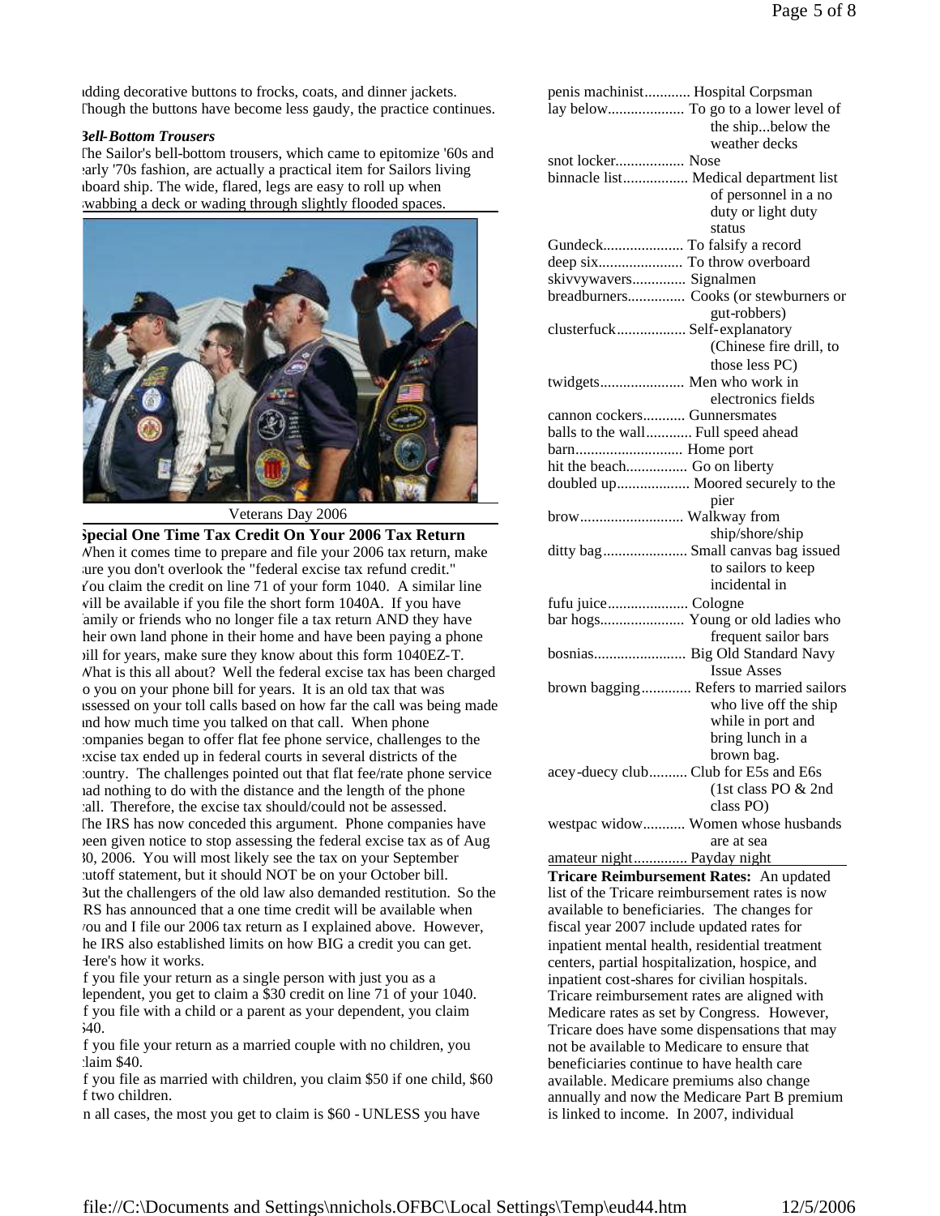adding decorative buttons to frocks, coats, and dinner jackets. Though the buttons have become less gaudy, the practice continues.

***Bell-Bottom Trousers***

The Sailor's bell-bottom trousers, which came to epitomize '60s and early '70s fashion, are actually a practical item for Sailors living aboard ship. The wide, flared, legs are easy to roll up when swabbing a deck or wading through slightly flooded spaces.

Veterans Day 2006

**Special One Time Tax Credit On Your 2006 Tax Return**

When it comes time to prepare and file your 2006 tax return, make sure you don't overlook the "federal excise tax refund credit." You claim the credit on line 71 of your form 1040. A similar line will be available if you file the short form 1040A. If you have family or friends who no longer file a tax return AND they have their own land phone in their home and have been paying a phone bill for years, make sure they know about this form 1040EZ-T. What is this all about? Well the federal excise tax has been charged to you on your phone bill for years. It is an old tax that was assessed on your toll calls based on how far the call was being made and how much time you talked on that call. When phone companies began to offer flat fee phone service, challenges to the excise tax ended up in federal courts in several districts of the country. The challenges pointed out that flat fee/rate phone service had nothing to do with the distance and the length of the phone call. Therefore, the excise tax should/could not be assessed. The IRS has now conceded this argument. Phone companies have been given notice to stop assessing the federal excise tax as of Aug 30, 2006. You will most likely see the tax on your September cutoff statement, but it should NOT be on your October bill. But the challengers of the old law also demanded restitution. So the IRS has announced that a one time credit will be available when you and I file our 2006 tax return as I explained above. However, the IRS also established limits on how BIG a credit you can get. Here's how it works.

If you file your return as a single person with just you as a dependent, you get to claim a $30 credit on line 71 of your 1040. If you file with a child or a parent as your dependent, you claim $40.

If you file your return as a married couple with no children, you claim $40.

If you file as married with children, you claim $50 if one child, $60 if two children.

In all cases, the most you get to claim is $60 - UNLESS you have

penis machinist............ Hospital Corpsman
lay below.................... To go to a lower level of the ship...below the weather decks
snot locker.................. Nose
binnacle list................. Medical department list of personnel in a no duty or light duty status
Gundeck..................... To falsify a record
deep six...................... To throw overboard
skivvywavers.............. Signalmen
breadburners............... Cooks (or stewburners or gut-robbers)
clusterfuck.................. Self-explanatory (Chinese fire drill, to those less PC)
twidgets...................... Men who work in electronics fields
cannon cockers........... Gunnersmates
balls to the wall............ Full speed ahead
barn............................ Home port
hit the beach................ Go on liberty
doubled up.................. Moored securely to the pier
brow........................... Walkway from ship/shore/ship
ditty bag...................... Small canvas bag issued to sailors to keep incidental in
fufu juice..................... Cologne
bar hogs...................... Young or old ladies who frequent sailor bars
bosnias........................ Big Old Standard Navy Issue Asses
brown bagging............. Refers to married sailors who live off the ship while in port and bring lunch in a brown bag.
acey-duecy club.......... Club for E5s and E6s (1st class PO & 2nd class PO)
westpac widow........... Women whose husbands are at sea
amateur night.............. Payday night

**Tricare Reimbursement Rates:** An updated list of the Tricare reimbursement rates is now available to beneficiaries. The changes for fiscal year 2007 include updated rates for inpatient mental health, residential treatment centers, partial hospitalization, hospice, and inpatient cost-shares for civilian hospitals. Tricare reimbursement rates are aligned with Medicare rates as set by Congress. However, Tricare does have some dispensations that may not be available to Medicare to ensure that beneficiaries continue to have health care available. Medicare premiums also change annually and now the Medicare Part B premium is linked to income. In 2007, individual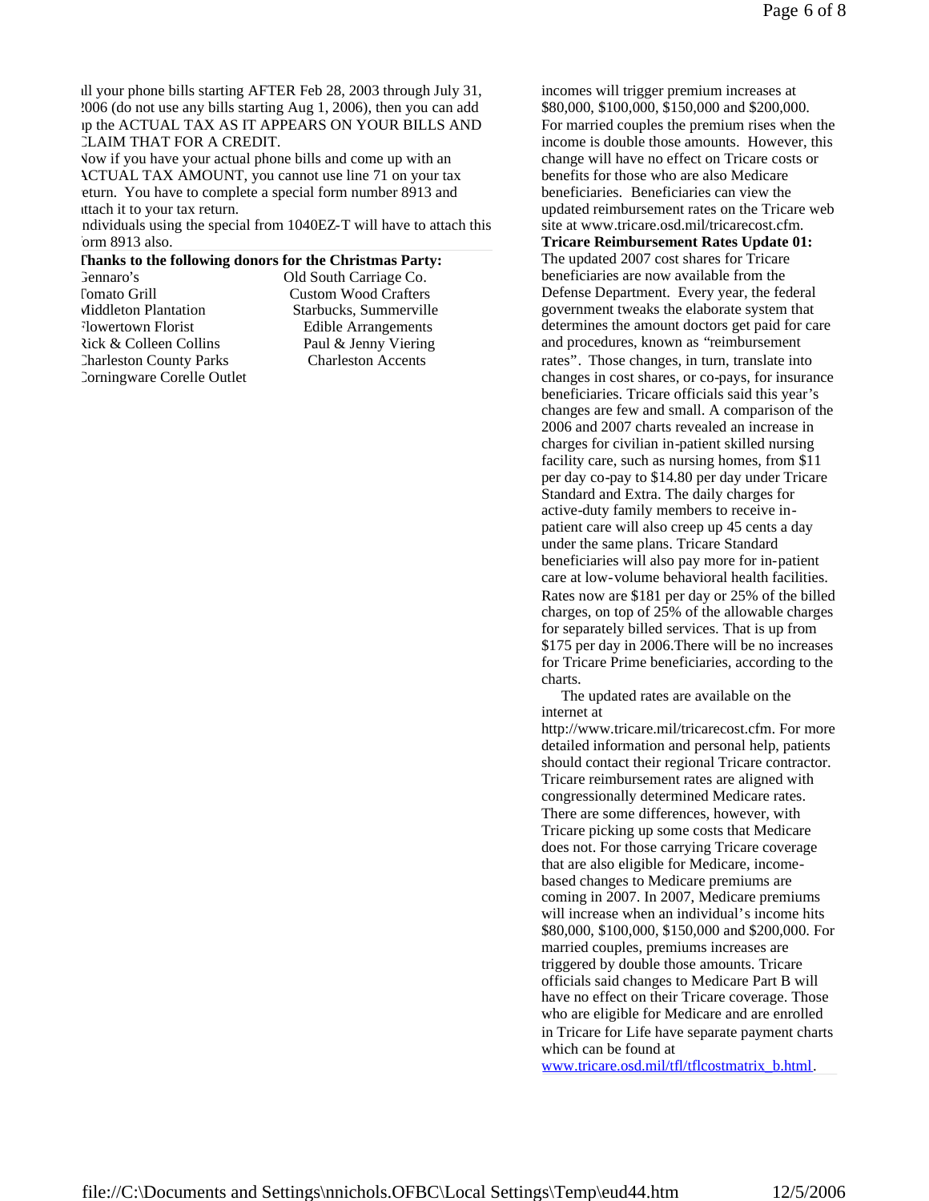ll your phone bills starting AFTER Feb 28, 2003 through July 31, 2006 (do not use any bills starting Aug 1, 2006), then you can add up the ACTUAL TAX AS IT APPEARS ON YOUR BILLS AND CLAIM THAT FOR A CREDIT.

Now if you have your actual phone bills and come up with an ACTUAL TAX AMOUNT, you cannot use line 71 on your tax return. You have to complete a special form number 8913 and attach it to your tax return.

Individuals using the special from 1040EZ-T will have to attach this form 8913 also.

**Thanks to the following donors for the Christmas Party:**

| | |
|---|---|
| Gennaro's | Old South Carriage Co. |
| Tomato Grill | Custom Wood Crafters |
| Middleton Plantation | Starbucks, Summerville |
| Flowertown Florist | Edible Arrangements |
| Rick & Colleen Collins | Paul & Jenny Viering |
| Charleston County Parks | Charleston Accents |
| Corningware Corelle Outlet | |

incomes will trigger premium increases at $80,000, $100,000, $150,000 and $200,000. For married couples the premium rises when the income is double those amounts. However, this change will have no effect on Tricare costs or benefits for those who are also Medicare beneficiaries. Beneficiaries can view the updated reimbursement rates on the Tricare web site at www.tricare.osd.mil/tricarecost.cfm.

**Tricare Reimbursement Rates Update 01:** The updated 2007 cost shares for Tricare beneficiaries are now available from the Defense Department. Every year, the federal government tweaks the elaborate system that determines the amount doctors get paid for care and procedures, known as "reimbursement rates". Those changes, in turn, translate into changes in cost shares, or co-pays, for insurance beneficiaries. Tricare officials said this year's changes are few and small. A comparison of the 2006 and 2007 charts revealed an increase in charges for civilian in-patient skilled nursing facility care, such as nursing homes, from $11 per day co-pay to $14.80 per day under Tricare Standard and Extra. The daily charges for active-duty family members to receive in-patient care will also creep up 45 cents a day under the same plans. Tricare Standard beneficiaries will also pay more for in-patient care at low-volume behavioral health facilities. Rates now are $181 per day or 25% of the billed charges, on top of 25% of the allowable charges for separately billed services. That is up from $175 per day in 2006.There will be no increases for Tricare Prime beneficiaries, according to the charts.

The updated rates are available on the internet at http://www.tricare.mil/tricarecost.cfm. For more detailed information and personal help, patients should contact their regional Tricare contractor. Tricare reimbursement rates are aligned with congressionally determined Medicare rates. There are some differences, however, with Tricare picking up some costs that Medicare does not. For those carrying Tricare coverage that are also eligible for Medicare, income-based changes to Medicare premiums are coming in 2007. In 2007, Medicare premiums will increase when an individual's income hits $80,000, $100,000, $150,000 and $200,000. For married couples, premiums increases are triggered by double those amounts. Tricare officials said changes to Medicare Part B will have no effect on their Tricare coverage. Those who are eligible for Medicare and are enrolled in Tricare for Life have separate payment charts which can be found at www.tricare.osd.mil/tfl/tflcostmatrix_b.html.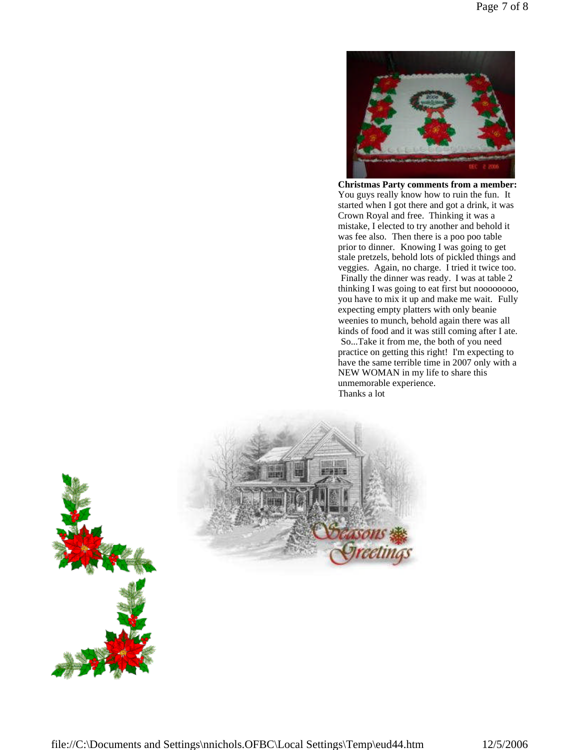**Christmas Party comments from a member:**

You guys really know how to ruin the fun. It started when I got there and got a drink, it was Crown Royal and free. Thinking it was a mistake, I elected to try another and behold it was fee also. Then there is a poo poo table prior to dinner. Knowing I was going to get stale pretzels, behold lots of pickled things and veggies. Again, no charge. I tried it twice too. Finally the dinner was ready. I was at table 2 thinking I was going to eat first but noooooooo, you have to mix it up and make me wait. Fully expecting empty platters with only beanie weenies to munch, behold again there was all kinds of food and it was still coming after I ate. So...Take it from me, the both of you need practice on getting this right! I'm expecting to have the same terrible time in 2007 only with a NEW WOMAN in my life to share this unmemorable experience.

Thanks a lot